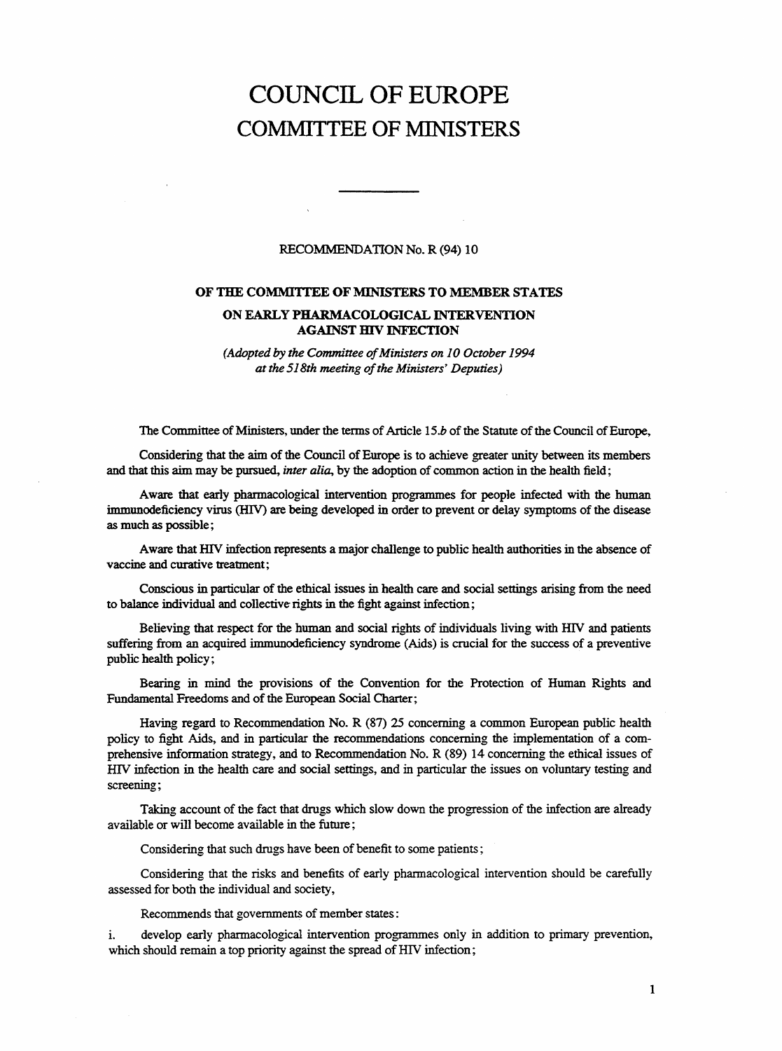# COUNCIL OF EUROPE
# COMMITTEE OF MINISTERS

---

RECOMMENDATION No. R (94) 10

## OF THE COMMITTEE OF MINISTERS TO MEMBER STATES ON EARLY PHARMACOLOGICAL INTERVENTION AGAINST HIV INFECTION

*(Adopted by the Committee of Ministers on 10 October 1994 at the 518th meeting of the Ministers' Deputies)*

The Committee of Ministers, under the terms of Article 15.*b* of the Statute of the Council of Europe,

Considering that the aim of the Council of Europe is to achieve greater unity between its members and that this aim may be pursued, *inter alia*, by the adoption of common action in the health field;

Aware that early pharmacological intervention programmes for people infected with the human immunodeficiency virus (HIV) are being developed in order to prevent or delay symptoms of the disease as much as possible;

Aware that HIV infection represents a major challenge to public health authorities in the absence of vaccine and curative treatment;

Conscious in particular of the ethical issues in health care and social settings arising from the need to balance individual and collective rights in the fight against infection;

Believing that respect for the human and social rights of individuals living with HIV and patients suffering from an acquired immunodeficiency syndrome (Aids) is crucial for the success of a preventive public health policy;

Bearing in mind the provisions of the Convention for the Protection of Human Rights and Fundamental Freedoms and of the European Social Charter;

Having regard to Recommendation No. R (87) 25 concerning a common European public health policy to fight Aids, and in particular the recommendations concerning the implementation of a comprehensive information strategy, and to Recommendation No. R (89) 14 concerning the ethical issues of HIV infection in the health care and social settings, and in particular the issues on voluntary testing and screening;

Taking account of the fact that drugs which slow down the progression of the infection are already available or will become available in the future;

Considering that such drugs have been of benefit to some patients;

Considering that the risks and benefits of early pharmacological intervention should be carefully assessed for both the individual and society,

Recommends that governments of member states:

i. develop early pharmacological intervention programmes only in addition to primary prevention, which should remain a top priority against the spread of HIV infection;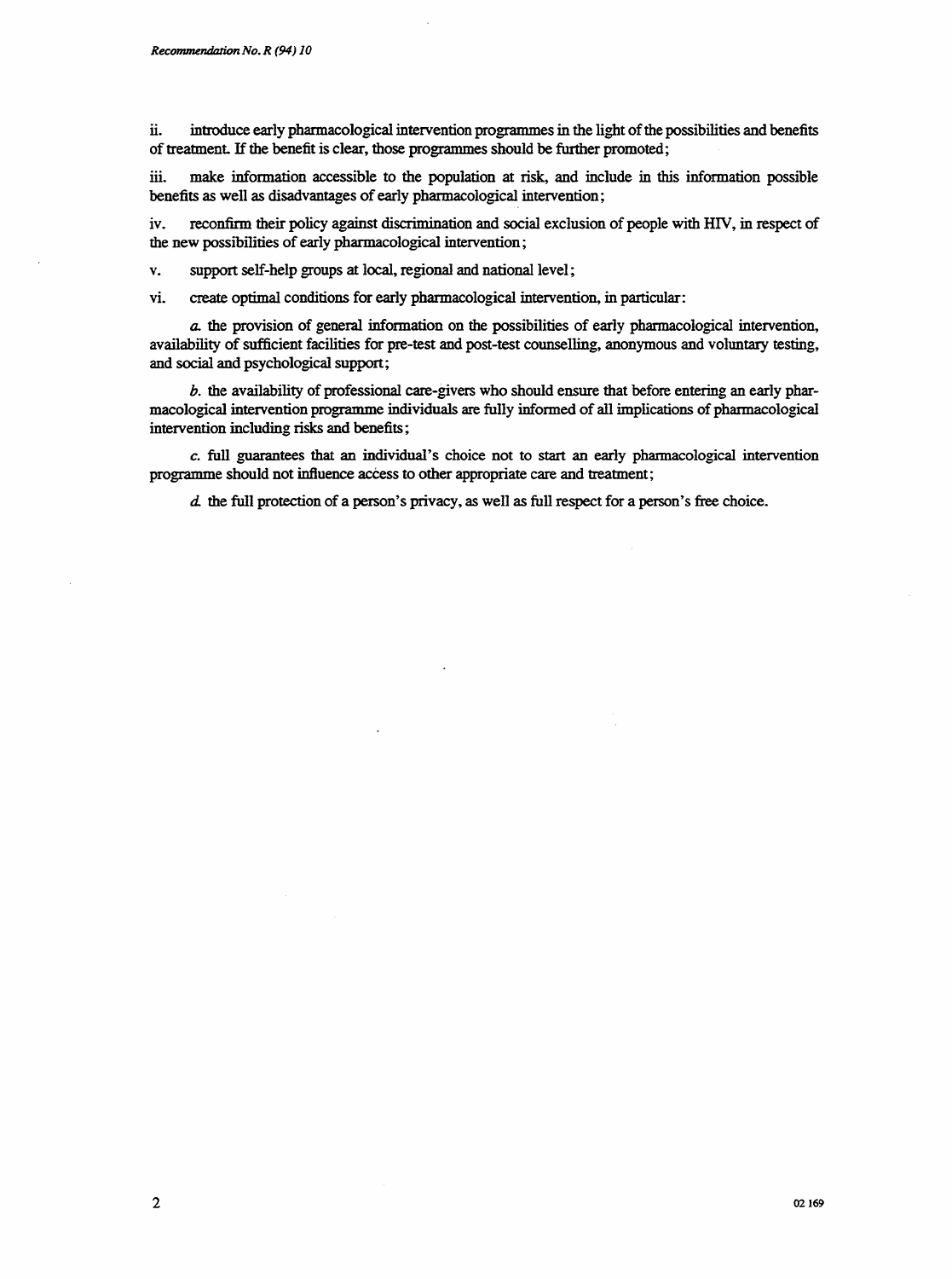ii. introduce early pharmacological intervention programmes in the light of the possibilities and benefits of treatment. If the benefit is clear, those programmes should be further promoted;

iii. make information accessible to the population at risk, and include in this information possible benefits as well as disadvantages of early pharmacological intervention;

iv. reconfirm their policy against discrimination and social exclusion of people with HIV, in respect of the new possibilities of early pharmacological intervention;

v. support self-help groups at local, regional and national level;

vi. create optimal conditions for early pharmacological intervention, in particular:

*a.* the provision of general information on the possibilities of early pharmacological intervention, availability of sufficient facilities for pre-test and post-test counselling, anonymous and voluntary testing, and social and psychological support;

*b.* the availability of professional care-givers who should ensure that before entering an early pharmacological intervention programme individuals are fully informed of all implications of pharmacological intervention including risks and benefits;

*c.* full guarantees that an individual's choice not to start an early pharmacological intervention programme should not influence access to other appropriate care and treatment;

*d.* the full protection of a person's privacy, as well as full respect for a person's free choice.

02 169